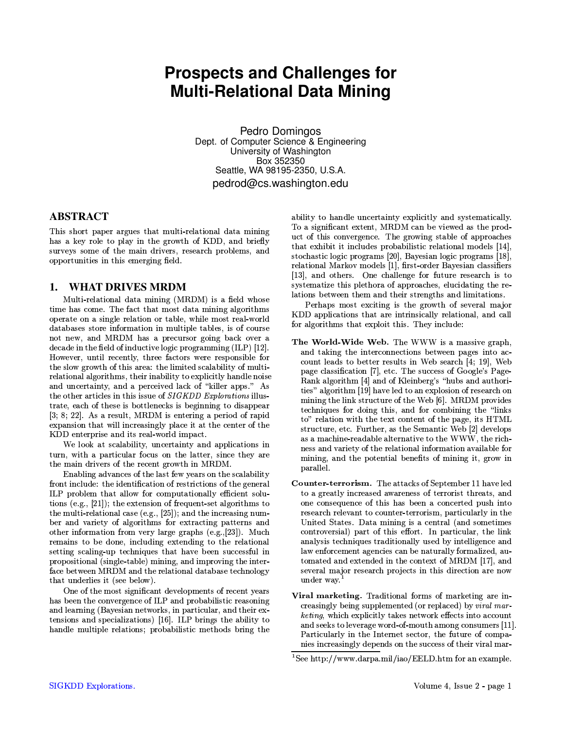# Prospects and Challenges for Multi-Relational Data Mining

Pedro Domingos
Dept. of Computer Science & Engineering
University of Washington
Box 352350
Seattle, WA 98195-2350, U.S.A.
pedrod@cs.washington.edu

## ABSTRACT

This short paper argues that multi-relational data mining has a key role to play in the growth of KDD, and briefly surveys some of the main drivers, research problems, and opportunities in this emerging field.

## 1. WHAT DRIVES MRDM

Multi-relational data mining (MRDM) is a field whose time has come. The fact that most data mining algorithms operate on a single relation or table, while most real-world databases store information in multiple tables, is of course not new, and MRDM has a precursor going back over a decade in the field of inductive logic programming (ILP) [12]. However, until recently, three factors were responsible for the slow growth of this area: the limited scalability of multi-relational algorithms, their inability to explicitly handle noise and uncertainty, and a perceived lack of "killer apps." As the other articles in this issue of *SIGKDD Explorations* illustrate, each of these is bottlenecks is beginning to disappear [3; 8; 22]. As a result, MRDM is entering a period of rapid expansion that will increasingly place it at the center of the KDD enterprise and its real-world impact.

We look at scalability, uncertainty and applications in turn, with a particular focus on the latter, since they are the main drivers of the recent growth in MRDM.

Enabling advances of the last few years on the scalability front include: the identification of restrictions of the general ILP problem that allow for computationally efficient solutions (e.g., [21]); the extension of frequent-set algorithms to the multi-relational case (e.g., [25]); and the increasing number and variety of algorithms for extracting patterns and other information from very large graphs (e.g.,[23]). Much remains to be done, including extending to the relational setting scaling-up techniques that have been successful in propositional (single-table) mining, and improving the interface between MRDM and the relational database technology that underlies it (see below).

One of the most significant developments of recent years has been the convergence of ILP and probabilistic reasoning and learning (Bayesian networks, in particular, and their extensions and specializations) [16]. ILP brings the ability to handle multiple relations; probabilistic methods bring the ability to handle uncertainty explicitly and systematically. To a significant extent, MRDM can be viewed as the product of this convergence. The growing stable of approaches that exhibit it includes probabilistic relational models [14], stochastic logic programs [20], Bayesian logic programs [18], relational Markov models [1], first-order Bayesian classifiers [13], and others. One challenge for future research is to systematize this plethora of approaches, elucidating the relations between them and their strengths and limitations.

Perhaps most exciting is the growth of several major KDD applications that are intrinsically relational, and call for algorithms that exploit this. They include:

**The World-Wide Web.** The WWW is a massive graph, and taking the interconnections between pages into account leads to better results in Web search [4; 19], Web page classification [7], etc. The success of Google's PageRank algorithm [4] and of Kleinberg's "hubs and authorities" algorithm [19] have led to an explosion of research on mining the link structure of the Web [6]. MRDM provides techniques for doing this, and for combining the "links to" relation with the text content of the page, its HTML structure, etc. Further, as the Semantic Web [2] develops as a machine-readable alternative to the WWW, the richness and variety of the relational information available for mining, and the potential benefits of mining it, grow in parallel.

**Counter-terrorism.** The attacks of September 11 have led to a greatly increased awareness of terrorist threats, and one consequence of this has been a concerted push into research relevant to counter-terrorism, particularly in the United States. Data mining is a central (and sometimes controversial) part of this effort. In particular, the link analysis techniques traditionally used by intelligence and law enforcement agencies can be naturally formalized, automated and extended in the context of MRDM [17], and several major research projects in this direction are now under way.[1]

**Viral marketing.** Traditional forms of marketing are increasingly being supplemented (or replaced) by *viral marketing*, which explicitly takes network effects into account and seeks to leverage word-of-mouth among consumers [11]. Particularly in the Internet sector, the future of companies increasingly depends on the success of their viral mar-

[1] See http://www.darpa.mil/iao/EELD.htm for an example.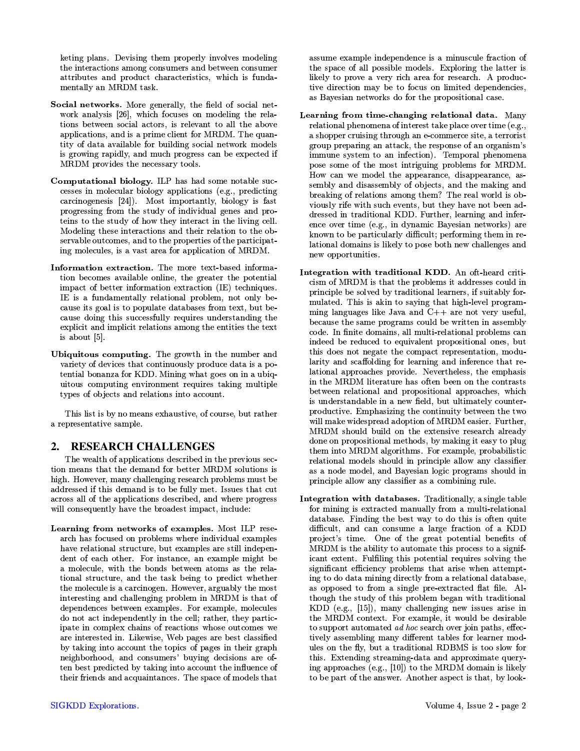keting plans. Devising them properly involves modeling the interactions among consumers and between consumer attributes and product characteristics, which is fundamentally an MRDM task.

**Social networks.** More generally, the field of social network analysis [26], which focuses on modeling the relations between social actors, is relevant to all the above applications, and is a prime client for MRDM. The quantity of data available for building social network models is growing rapidly, and much progress can be expected if MRDM provides the necessary tools.

**Computational biology.** ILP has had some notable successes in molecular biology applications (e.g., predicting carcinogenesis [24]). Most importantly, biology is fast progressing from the study of individual genes and proteins to the study of how they interact in the living cell. Modeling these interactions and their relation to the observable outcomes, and to the properties of the participating molecules, is a vast area for application of MRDM.

**Information extraction.** The more text-based information becomes available online, the greater the potential impact of better information extraction (IE) techniques. IE is a fundamentally relational problem, not only because its goal is to populate databases from text, but because doing this successfully requires understanding the explicit and implicit relations among the entities the text is about [5].

**Ubiquitous computing.** The growth in the number and variety of devices that continuously produce data is a potential bonanza for KDD. Mining what goes on in a ubiquitous computing environment requires taking multiple types of objects and relations into account.

This list is by no means exhaustive, of course, but rather a representative sample.

## 2. RESEARCH CHALLENGES

The wealth of applications described in the previous section means that the demand for better MRDM solutions is high. However, many challenging research problems must be addressed if this demand is to be fully met. Issues that cut across all of the applications described, and where progress will consequently have the broadest impact, include:

**Learning from networks of examples.** Most ILP research has focused on problems where individual examples have relational structure, but examples are still independent of each other. For instance, an example might be a molecule, with the bonds between atoms as the relational structure, and the task being to predict whether the molecule is a carcinogen. However, arguably the most interesting and challenging problem in MRDM is that of dependences between examples. For example, molecules do not act independently in the cell; rather, they participate in complex chains of reactions whose outcomes we are interested in. Likewise, Web pages are best classified by taking into account the topics of pages in their graph neighborhood, and consumers' buying decisions are often best predicted by taking into account the influence of their friends and acquaintances. The space of models that assume example independence is a minuscule fraction of the space of all possible models. Exploring the latter is likely to prove a very rich area for research. A productive direction may be to focus on limited dependencies, as Bayesian networks do for the propositional case.

**Learning from time-changing relational data.** Many relational phenomena of interest take place over time (e.g., a shopper cruising through an e-commerce site, a terrorist group preparing an attack, the response of an organism's immune system to an infection). Temporal phenomena pose some of the most intriguing problems for MRDM. How can we model the appearance, disappearance, assembly and disassembly of objects, and the making and breaking of relations among them? The real world is obviously rife with such events, but they have not been addressed in traditional KDD. Further, learning and inference over time (e.g., in dynamic Bayesian networks) are known to be particularly difficult; performing them in relational domains is likely to pose both new challenges and new opportunities.

**Integration with traditional KDD.** An oft-heard criticism of MRDM is that the problems it addresses could in principle be solved by traditional learners, if suitably formulated. This is akin to saying that high-level programming languages like Java and C++ are not very useful, because the same programs could be written in assembly code. In finite domains, all multi-relational problems can indeed be reduced to equivalent propositional ones, but this does not negate the compact representation, modularity and scaffolding for learning and inference that relational approaches provide. Nevertheless, the emphasis in the MRDM literature has often been on the contrasts between relational and propositional approaches, which is understandable in a new field, but ultimately counterproductive. Emphasizing the continuity between the two will make widespread adoption of MRDM easier. Further, MRDM should build on the extensive research already done on propositional methods, by making it easy to plug them into MRDM algorithms. For example, probabilistic relational models should in principle allow any classifier as a node model, and Bayesian logic programs should in principle allow any classifier as a combining rule.

**Integration with databases.** Traditionally, a single table for mining is extracted manually from a multi-relational database. Finding the best way to do this is often quite difficult, and can consume a large fraction of a KDD project's time. One of the great potential benefits of MRDM is the ability to automate this process to a significant extent. Fulfiling this potential requires solving the significant efficiency problems that arise when attempting to do data mining directly from a relational database, as opposed to from a single pre-extracted flat file. Although the study of this problem began with traditional KDD (e.g., [15]), many challenging new issues arise in the MRDM context. For example, it would be desirable to support automated *ad hoc* search over join paths, effectively assembling many different tables for learner modules on the fly, but a traditional RDBMS is too slow for this. Extending streaming-data and approximate querying approaches (e.g., [10]) to the MRDM domain is likely to be part of the answer. Another aspect is that, by look-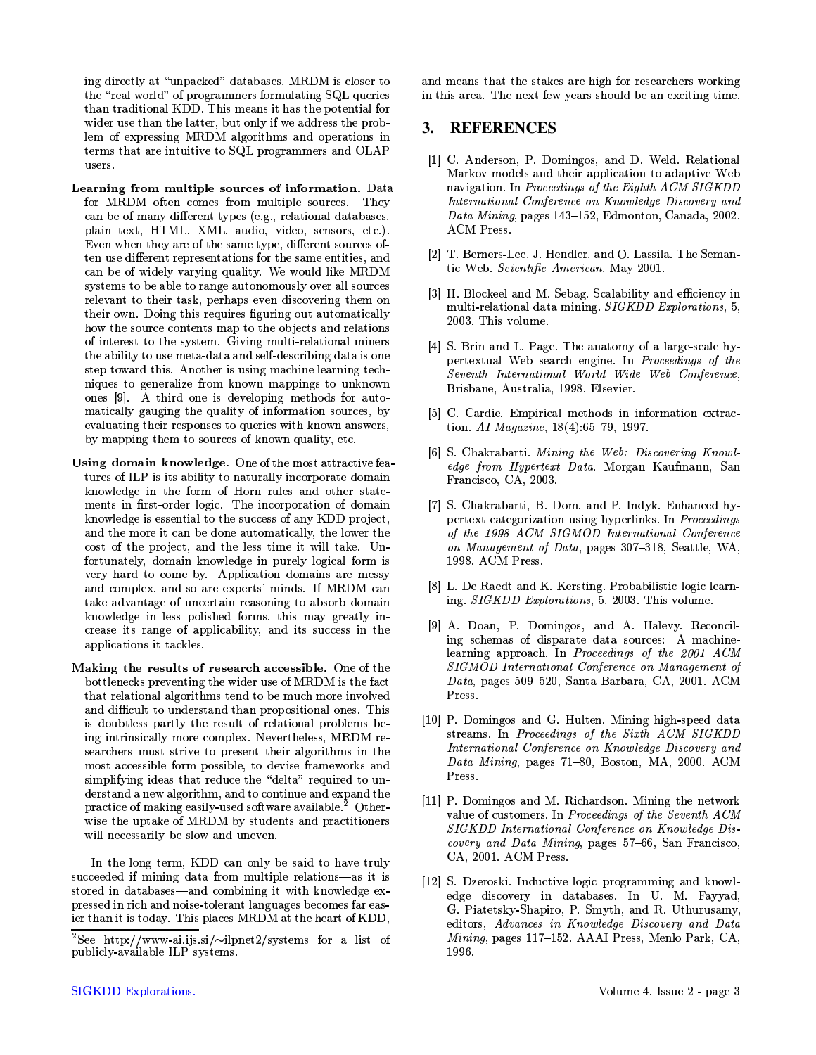ing directly at "unpacked" databases, MRDM is closer to the "real world" of programmers formulating SQL queries than traditional KDD. This means it has the potential for wider use than the latter, but only if we address the problem of expressing MRDM algorithms and operations in terms that are intuitive to SQL programmers and OLAP users.

**Learning from multiple sources of information.** Data for MRDM often comes from multiple sources. They can be of many different types (e.g., relational databases, plain text, HTML, XML, audio, video, sensors, etc.). Even when they are of the same type, different sources often use different representations for the same entities, and can be of widely varying quality. We would like MRDM systems to be able to range autonomously over all sources relevant to their task, perhaps even discovering them on their own. Doing this requires figuring out automatically how the source contents map to the objects and relations of interest to the system. Giving multi-relational miners the ability to use meta-data and self-describing data is one step toward this. Another is using machine learning techniques to generalize from known mappings to unknown ones [9]. A third one is developing methods for automatically gauging the quality of information sources, by evaluating their responses to queries with known answers, by mapping them to sources of known quality, etc.

**Using domain knowledge.** One of the most attractive features of ILP is its ability to naturally incorporate domain knowledge in the form of Horn rules and other statements in first-order logic. The incorporation of domain knowledge is essential to the success of any KDD project, and the more it can be done automatically, the lower the cost of the project, and the less time it will take. Unfortunately, domain knowledge in purely logical form is very hard to come by. Application domains are messy and complex, and so are experts' minds. If MRDM can take advantage of uncertain reasoning to absorb domain knowledge in less polished forms, this may greatly increase its range of applicability, and its success in the applications it tackles.

**Making the results of research accessible.** One of the bottlenecks preventing the wider use of MRDM is the fact that relational algorithms tend to be much more involved and difficult to understand than propositional ones. This is doubtless partly the result of relational problems being intrinsically more complex. Nevertheless, MRDM researchers must strive to present their algorithms in the most accessible form possible, to devise frameworks and simplifying ideas that reduce the "delta" required to understand a new algorithm, and to continue and expand the practice of making easily-used software available.[2] Otherwise the uptake of MRDM by students and practitioners will necessarily be slow and uneven.

In the long term, KDD can only be said to have truly succeeded if mining data from multiple relations—as it is stored in databases—and combining it with knowledge expressed in rich and noise-tolerant languages becomes far easier than it is today. This places MRDM at the heart of KDD, and means that the stakes are high for researchers working in this area. The next few years should be an exciting time.

[2] See http://www-ai.ijs.si/~ilpnet2/systems for a list of publicly-available ILP systems.

## 3. REFERENCES

[1] C. Anderson, P. Domingos, and D. Weld. Relational Markov models and their application to adaptive Web navigation. In *Proceedings of the Eighth ACM SIGKDD International Conference on Knowledge Discovery and Data Mining*, pages 143–152, Edmonton, Canada, 2002. ACM Press.

[2] T. Berners-Lee, J. Hendler, and O. Lassila. The Semantic Web. *Scientific American*, May 2001.

[3] H. Blockeel and M. Sebag. Scalability and efficiency in multi-relational data mining. *SIGKDD Explorations*, 5, 2003. This volume.

[4] S. Brin and L. Page. The anatomy of a large-scale hypertextual Web search engine. In *Proceedings of the Seventh International World Wide Web Conference*, Brisbane, Australia, 1998. Elsevier.

[5] C. Cardie. Empirical methods in information extraction. *AI Magazine*, 18(4):65–79, 1997.

[6] S. Chakrabarti. *Mining the Web: Discovering Knowledge from Hypertext Data*. Morgan Kaufmann, San Francisco, CA, 2003.

[7] S. Chakrabarti, B. Dom, and P. Indyk. Enhanced hypertext categorization using hyperlinks. In *Proceedings of the 1998 ACM SIGMOD International Conference on Management of Data*, pages 307–318, Seattle, WA, 1998. ACM Press.

[8] L. De Raedt and K. Kersting. Probabilistic logic learning. *SIGKDD Explorations*, 5, 2003. This volume.

[9] A. Doan, P. Domingos, and A. Halevy. Reconciling schemas of disparate data sources: A machine-learning approach. In *Proceedings of the 2001 ACM SIGMOD International Conference on Management of Data*, pages 509–520, Santa Barbara, CA, 2001. ACM Press.

[10] P. Domingos and G. Hulten. Mining high-speed data streams. In *Proceedings of the Sixth ACM SIGKDD International Conference on Knowledge Discovery and Data Mining*, pages 71–80, Boston, MA, 2000. ACM Press.

[11] P. Domingos and M. Richardson. Mining the network value of customers. In *Proceedings of the Seventh ACM SIGKDD International Conference on Knowledge Discovery and Data Mining*, pages 57–66, San Francisco, CA, 2001. ACM Press.

[12] S. Dzeroski. Inductive logic programming and knowledge discovery in databases. In U. M. Fayyad, G. Piatetsky-Shapiro, P. Smyth, and R. Uthurusamy, editors, *Advances in Knowledge Discovery and Data Mining*, pages 117–152. AAAI Press, Menlo Park, CA, 1996.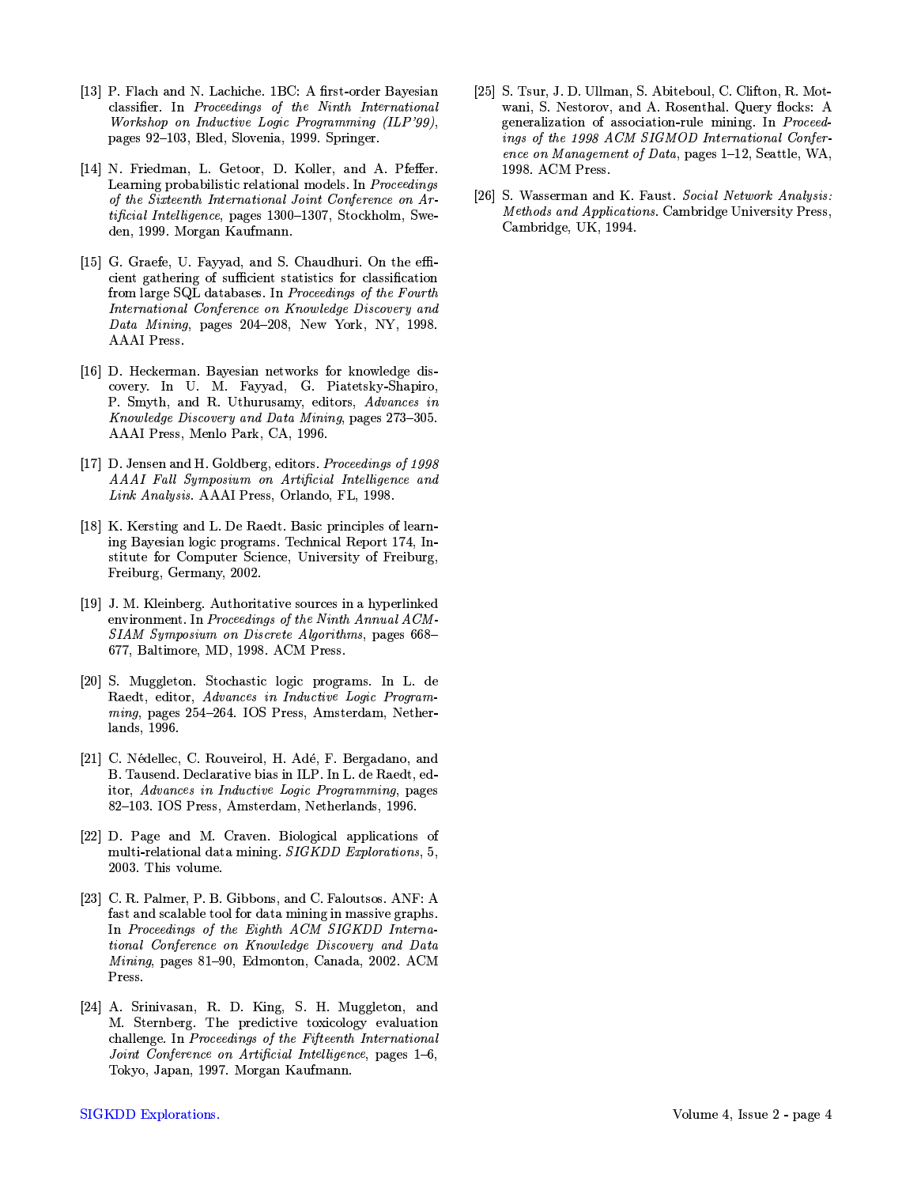[13] P. Flach and N. Lachiche. 1BC: A first-order Bayesian classifier. In *Proceedings of the Ninth International Workshop on Inductive Logic Programming (ILP'99)*, pages 92–103, Bled, Slovenia, 1999. Springer.

[14] N. Friedman, L. Getoor, D. Koller, and A. Pfeffer. Learning probabilistic relational models. In *Proceedings of the Sixteenth International Joint Conference on Artificial Intelligence*, pages 1300–1307, Stockholm, Sweden, 1999. Morgan Kaufmann.

[15] G. Graefe, U. Fayyad, and S. Chaudhuri. On the efficient gathering of sufficient statistics for classification from large SQL databases. In *Proceedings of the Fourth International Conference on Knowledge Discovery and Data Mining*, pages 204–208, New York, NY, 1998. AAAI Press.

[16] D. Heckerman. Bayesian networks for knowledge discovery. In U. M. Fayyad, G. Piatetsky-Shapiro, P. Smyth, and R. Uthurusamy, editors, *Advances in Knowledge Discovery and Data Mining*, pages 273–305. AAAI Press, Menlo Park, CA, 1996.

[17] D. Jensen and H. Goldberg, editors. *Proceedings of 1998 AAAI Fall Symposium on Artificial Intelligence and Link Analysis*. AAAI Press, Orlando, FL, 1998.

[18] K. Kersting and L. De Raedt. Basic principles of learning Bayesian logic programs. Technical Report 174, Institute for Computer Science, University of Freiburg, Freiburg, Germany, 2002.

[19] J. M. Kleinberg. Authoritative sources in a hyperlinked environment. In *Proceedings of the Ninth Annual ACM-SIAM Symposium on Discrete Algorithms*, pages 668–677, Baltimore, MD, 1998. ACM Press.

[20] S. Muggleton. Stochastic logic programs. In L. de Raedt, editor, *Advances in Inductive Logic Programming*, pages 254–264. IOS Press, Amsterdam, Netherlands, 1996.

[21] C. Nédellec, C. Rouveirol, H. Adé, F. Bergadano, and B. Tausend. Declarative bias in ILP. In L. de Raedt, editor, *Advances in Inductive Logic Programming*, pages 82–103. IOS Press, Amsterdam, Netherlands, 1996.

[22] D. Page and M. Craven. Biological applications of multi-relational data mining. *SIGKDD Explorations*, 5, 2003. This volume.

[23] C. R. Palmer, P. B. Gibbons, and C. Faloutsos. ANF: A fast and scalable tool for data mining in massive graphs. In *Proceedings of the Eighth ACM SIGKDD International Conference on Knowledge Discovery and Data Mining*, pages 81–90, Edmonton, Canada, 2002. ACM Press.

[24] A. Srinivasan, R. D. King, S. H. Muggleton, and M. Sternberg. The predictive toxicology evaluation challenge. In *Proceedings of the Fifteenth International Joint Conference on Artificial Intelligence*, pages 1–6, Tokyo, Japan, 1997. Morgan Kaufmann.

[25] S. Tsur, J. D. Ullman, S. Abiteboul, C. Clifton, R. Motwani, S. Nestorov, and A. Rosenthal. Query flocks: A generalization of association-rule mining. In *Proceedings of the 1998 ACM SIGMOD International Conference on Management of Data*, pages 1–12, Seattle, WA, 1998. ACM Press.

[26] S. Wasserman and K. Faust. *Social Network Analysis: Methods and Applications*. Cambridge University Press, Cambridge, UK, 1994.